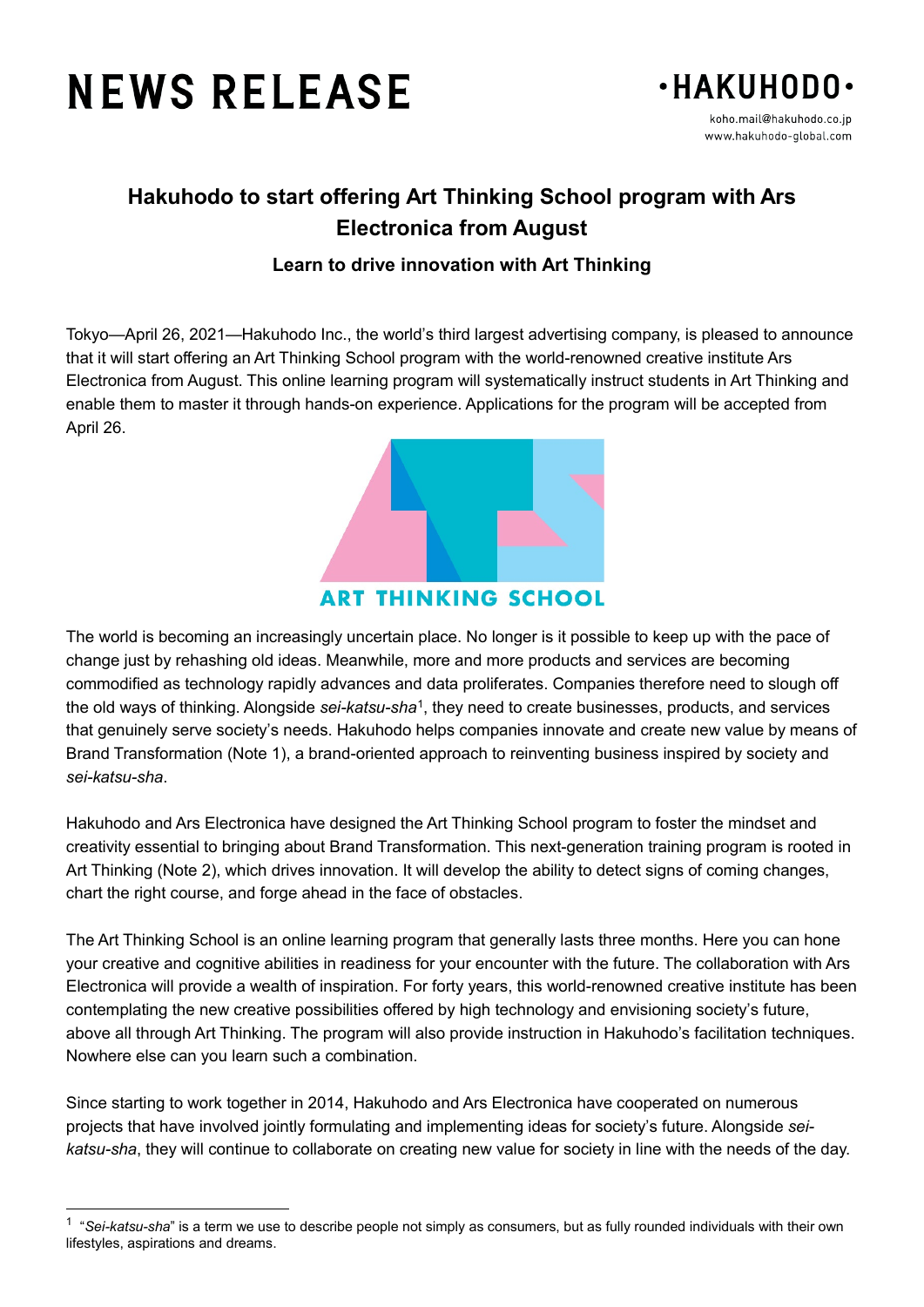# NEWS RELEASE

·HAKUHODO·

koho.mail@hakuhodo.co.jp
www.hakuhodo-global.com

## Hakuhodo to start offering Art Thinking School program with Ars Electronica from August

### Learn to drive innovation with Art Thinking

Tokyo—April 26, 2021—Hakuhodo Inc., the world's third largest advertising company, is pleased to announce that it will start offering an Art Thinking School program with the world-renowned creative institute Ars Electronica from August. This online learning program will systematically instruct students in Art Thinking and enable them to master it through hands-on experience. Applications for the program will be accepted from April 26.

ART THINKING SCHOOL

The world is becoming an increasingly uncertain place. No longer is it possible to keep up with the pace of change just by rehashing old ideas. Meanwhile, more and more products and services are becoming commodified as technology rapidly advances and data proliferates. Companies therefore need to slough off the old ways of thinking. Alongside *sei-katsu-sha*[1], they need to create businesses, products, and services that genuinely serve society's needs. Hakuhodo helps companies innovate and create new value by means of Brand Transformation (Note 1), a brand-oriented approach to reinventing business inspired by society and *sei-katsu-sha*.

Hakuhodo and Ars Electronica have designed the Art Thinking School program to foster the mindset and creativity essential to bringing about Brand Transformation. This next-generation training program is rooted in Art Thinking (Note 2), which drives innovation. It will develop the ability to detect signs of coming changes, chart the right course, and forge ahead in the face of obstacles.

The Art Thinking School is an online learning program that generally lasts three months. Here you can hone your creative and cognitive abilities in readiness for your encounter with the future. The collaboration with Ars Electronica will provide a wealth of inspiration. For forty years, this world-renowned creative institute has been contemplating the new creative possibilities offered by high technology and envisioning society's future, above all through Art Thinking. The program will also provide instruction in Hakuhodo's facilitation techniques. Nowhere else can you learn such a combination.

Since starting to work together in 2014, Hakuhodo and Ars Electronica have cooperated on numerous projects that have involved jointly formulating and implementing ideas for society's future. Alongside *sei-katsu-sha*, they will continue to collaborate on creating new value for society in line with the needs of the day.

---

[1] "*Sei-katsu-sha*" is a term we use to describe people not simply as consumers, but as fully rounded individuals with their own lifestyles, aspirations and dreams.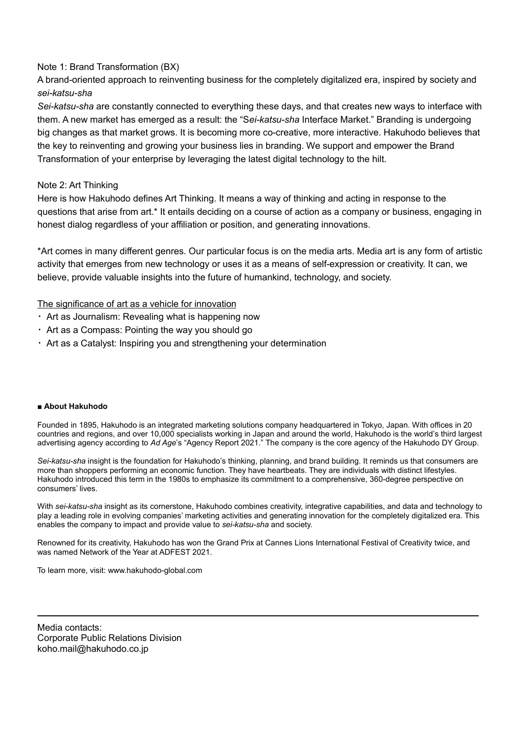Note 1: Brand Transformation (BX)

A brand-oriented approach to reinventing business for the completely digitalized era, inspired by society and *sei-katsu-sha*

*Sei-katsu-sha* are constantly connected to everything these days, and that creates new ways to interface with them. A new market has emerged as a result: the "S*ei-katsu-sha* Interface Market." Branding is undergoing big changes as that market grows. It is becoming more co-creative, more interactive. Hakuhodo believes that the key to reinventing and growing your business lies in branding. We support and empower the Brand Transformation of your enterprise by leveraging the latest digital technology to the hilt.

Note 2: Art Thinking

Here is how Hakuhodo defines Art Thinking. It means a way of thinking and acting in response to the questions that arise from art.* It entails deciding on a course of action as a company or business, engaging in honest dialog regardless of your affiliation or position, and generating innovations.

*Art comes in many different genres. Our particular focus is on the media arts. Media art is any form of artistic activity that emerges from new technology or uses it as a means of self-expression or creativity. It can, we believe, provide valuable insights into the future of humankind, technology, and society.

<u>The significance of art as a vehicle for innovation</u>

- Art as Journalism: Revealing what is happening now
- Art as a Compass: Pointing the way you should go
- Art as a Catalyst: Inspiring you and strengthening your determination

**■ About Hakuhodo**

Founded in 1895, Hakuhodo is an integrated marketing solutions company headquartered in Tokyo, Japan. With offices in 20 countries and regions, and over 10,000 specialists working in Japan and around the world, Hakuhodo is the world's third largest advertising agency according to *Ad Age*'s "Agency Report 2021." The company is the core agency of the Hakuhodo DY Group.

*Sei-katsu-sha* insight is the foundation for Hakuhodo's thinking, planning, and brand building. It reminds us that consumers are more than shoppers performing an economic function. They have heartbeats. They are individuals with distinct lifestyles. Hakuhodo introduced this term in the 1980s to emphasize its commitment to a comprehensive, 360-degree perspective on consumers' lives.

With *sei-katsu-sha* insight as its cornerstone, Hakuhodo combines creativity, integrative capabilities, and data and technology to play a leading role in evolving companies' marketing activities and generating innovation for the completely digitalized era. This enables the company to impact and provide value to *sei-katsu-sha* and society.

Renowned for its creativity, Hakuhodo has won the Grand Prix at Cannes Lions International Festival of Creativity twice, and was named Network of the Year at ADFEST 2021.

To learn more, visit: www.hakuhodo-global.com

---

Media contacts:
Corporate Public Relations Division
koho.mail@hakuhodo.co.jp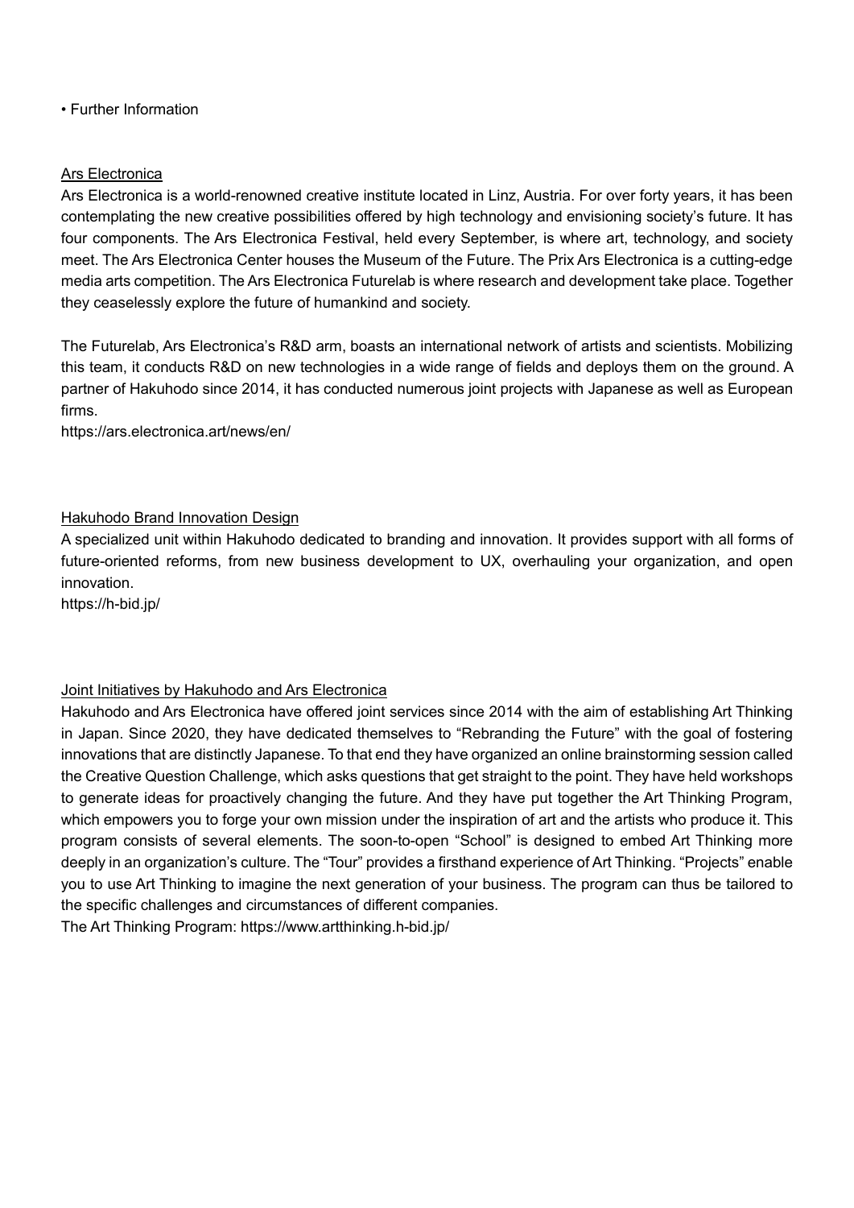• Further Information

Ars Electronica

Ars Electronica is a world-renowned creative institute located in Linz, Austria. For over forty years, it has been contemplating the new creative possibilities offered by high technology and envisioning society's future. It has four components. The Ars Electronica Festival, held every September, is where art, technology, and society meet. The Ars Electronica Center houses the Museum of the Future. The Prix Ars Electronica is a cutting-edge media arts competition. The Ars Electronica Futurelab is where research and development take place. Together they ceaselessly explore the future of humankind and society.

The Futurelab, Ars Electronica's R&D arm, boasts an international network of artists and scientists. Mobilizing this team, it conducts R&D on new technologies in a wide range of fields and deploys them on the ground. A partner of Hakuhodo since 2014, it has conducted numerous joint projects with Japanese as well as European firms.

https://ars.electronica.art/news/en/

Hakuhodo Brand Innovation Design

A specialized unit within Hakuhodo dedicated to branding and innovation. It provides support with all forms of future-oriented reforms, from new business development to UX, overhauling your organization, and open innovation.

https://h-bid.jp/

Joint Initiatives by Hakuhodo and Ars Electronica

Hakuhodo and Ars Electronica have offered joint services since 2014 with the aim of establishing Art Thinking in Japan. Since 2020, they have dedicated themselves to "Rebranding the Future" with the goal of fostering innovations that are distinctly Japanese. To that end they have organized an online brainstorming session called the Creative Question Challenge, which asks questions that get straight to the point. They have held workshops to generate ideas for proactively changing the future. And they have put together the Art Thinking Program, which empowers you to forge your own mission under the inspiration of art and the artists who produce it. This program consists of several elements. The soon-to-open "School" is designed to embed Art Thinking more deeply in an organization's culture. The "Tour" provides a firsthand experience of Art Thinking. "Projects" enable you to use Art Thinking to imagine the next generation of your business. The program can thus be tailored to the specific challenges and circumstances of different companies.

The Art Thinking Program: https://www.artthinking.h-bid.jp/